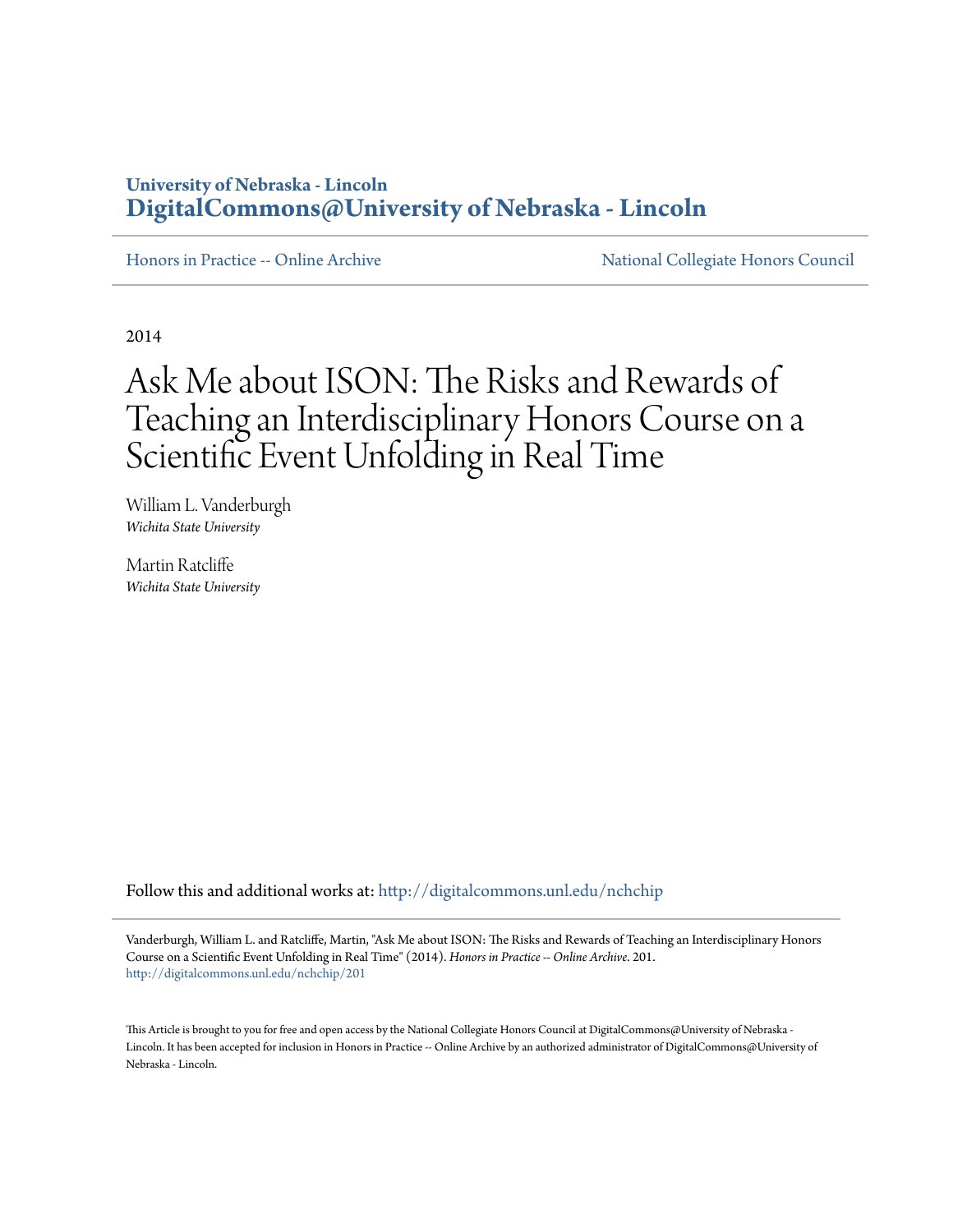University of Nebraska - Lincoln
**DigitalCommons@University of Nebraska - Lincoln**

Honors in Practice -- Online Archive | National Collegiate Honors Council

2014

# Ask Me about ISON: The Risks and Rewards of Teaching an Interdisciplinary Honors Course on a Scientific Event Unfolding in Real Time

William L. Vanderburgh
*Wichita State University*

Martin Ratcliffe
*Wichita State University*

Follow this and additional works at: http://digitalcommons.unl.edu/nchchip

Vanderburgh, William L. and Ratcliffe, Martin, "Ask Me about ISON: The Risks and Rewards of Teaching an Interdisciplinary Honors Course on a Scientific Event Unfolding in Real Time" (2014). *Honors in Practice -- Online Archive*. 201.
http://digitalcommons.unl.edu/nchchip/201

This Article is brought to you for free and open access by the National Collegiate Honors Council at DigitalCommons@University of Nebraska - Lincoln. It has been accepted for inclusion in Honors in Practice -- Online Archive by an authorized administrator of DigitalCommons@University of Nebraska - Lincoln.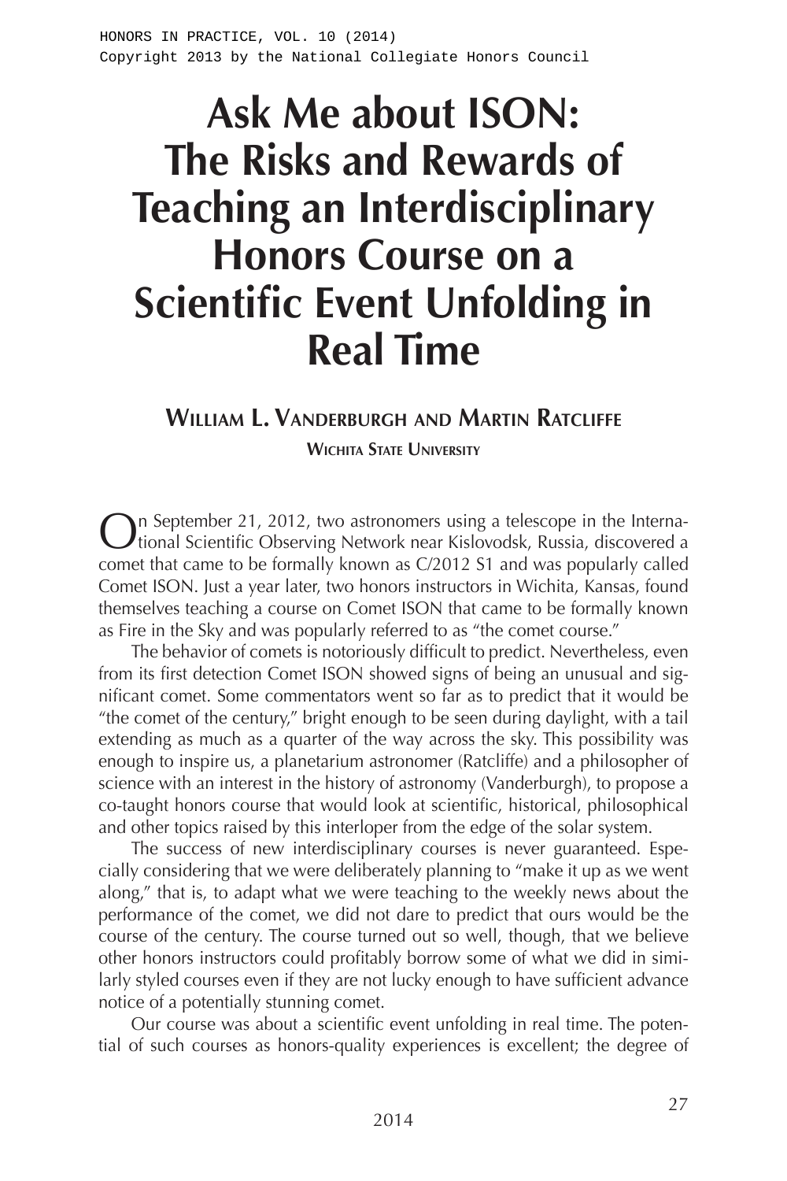# Ask Me about ISON: The Risks and Rewards of Teaching an Interdisciplinary Honors Course on a Scientific Event Unfolding in Real Time

## William L. Vanderburgh and Martin Ratcliffe

### Wichita State University

On September 21, 2012, two astronomers using a telescope in the International Scientific Observing Network near Kislovodsk, Russia, discovered a comet that came to be formally known as C/2012 S1 and was popularly called Comet ISON. Just a year later, two honors instructors in Wichita, Kansas, found themselves teaching a course on Comet ISON that came to be formally known as Fire in the Sky and was popularly referred to as "the comet course."

The behavior of comets is notoriously difficult to predict. Nevertheless, even from its first detection Comet ISON showed signs of being an unusual and significant comet. Some commentators went so far as to predict that it would be "the comet of the century," bright enough to be seen during daylight, with a tail extending as much as a quarter of the way across the sky. This possibility was enough to inspire us, a planetarium astronomer (Ratcliffe) and a philosopher of science with an interest in the history of astronomy (Vanderburgh), to propose a co-taught honors course that would look at scientific, historical, philosophical and other topics raised by this interloper from the edge of the solar system.

The success of new interdisciplinary courses is never guaranteed. Especially considering that we were deliberately planning to "make it up as we went along," that is, to adapt what we were teaching to the weekly news about the performance of the comet, we did not dare to predict that ours would be the course of the century. The course turned out so well, though, that we believe other honors instructors could profitably borrow some of what we did in similarly styled courses even if they are not lucky enough to have sufficient advance notice of a potentially stunning comet.

Our course was about a scientific event unfolding in real time. The potential of such courses as honors-quality experiences is excellent; the degree of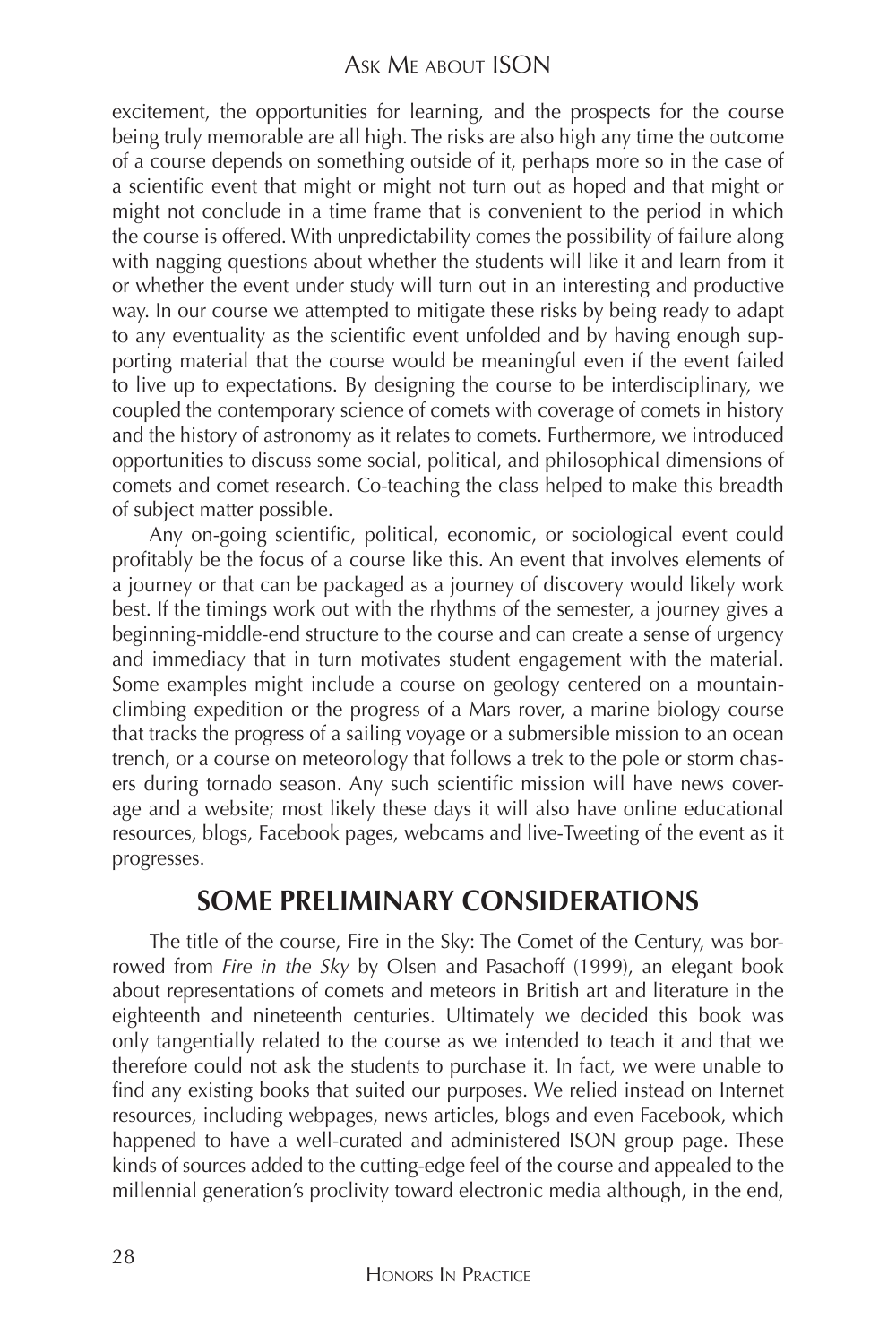excitement, the opportunities for learning, and the prospects for the course being truly memorable are all high. The risks are also high any time the outcome of a course depends on something outside of it, perhaps more so in the case of a scientific event that might or might not turn out as hoped and that might or might not conclude in a time frame that is convenient to the period in which the course is offered. With unpredictability comes the possibility of failure along with nagging questions about whether the students will like it and learn from it or whether the event under study will turn out in an interesting and productive way. In our course we attempted to mitigate these risks by being ready to adapt to any eventuality as the scientific event unfolded and by having enough supporting material that the course would be meaningful even if the event failed to live up to expectations. By designing the course to be interdisciplinary, we coupled the contemporary science of comets with coverage of comets in history and the history of astronomy as it relates to comets. Furthermore, we introduced opportunities to discuss some social, political, and philosophical dimensions of comets and comet research. Co-teaching the class helped to make this breadth of subject matter possible.

Any on-going scientific, political, economic, or sociological event could profitably be the focus of a course like this. An event that involves elements of a journey or that can be packaged as a journey of discovery would likely work best. If the timings work out with the rhythms of the semester, a journey gives a beginning-middle-end structure to the course and can create a sense of urgency and immediacy that in turn motivates student engagement with the material. Some examples might include a course on geology centered on a mountain-climbing expedition or the progress of a Mars rover, a marine biology course that tracks the progress of a sailing voyage or a submersible mission to an ocean trench, or a course on meteorology that follows a trek to the pole or storm chasers during tornado season. Any such scientific mission will have news coverage and a website; most likely these days it will also have online educational resources, blogs, Facebook pages, webcams and live-Tweeting of the event as it progresses.

## SOME PRELIMINARY CONSIDERATIONS

The title of the course, Fire in the Sky: The Comet of the Century, was borrowed from *Fire in the Sky* by Olsen and Pasachoff (1999), an elegant book about representations of comets and meteors in British art and literature in the eighteenth and nineteenth centuries. Ultimately we decided this book was only tangentially related to the course as we intended to teach it and that we therefore could not ask the students to purchase it. In fact, we were unable to find any existing books that suited our purposes. We relied instead on Internet resources, including webpages, news articles, blogs and even Facebook, which happened to have a well-curated and administered ISON group page. These kinds of sources added to the cutting-edge feel of the course and appealed to the millennial generation's proclivity toward electronic media although, in the end,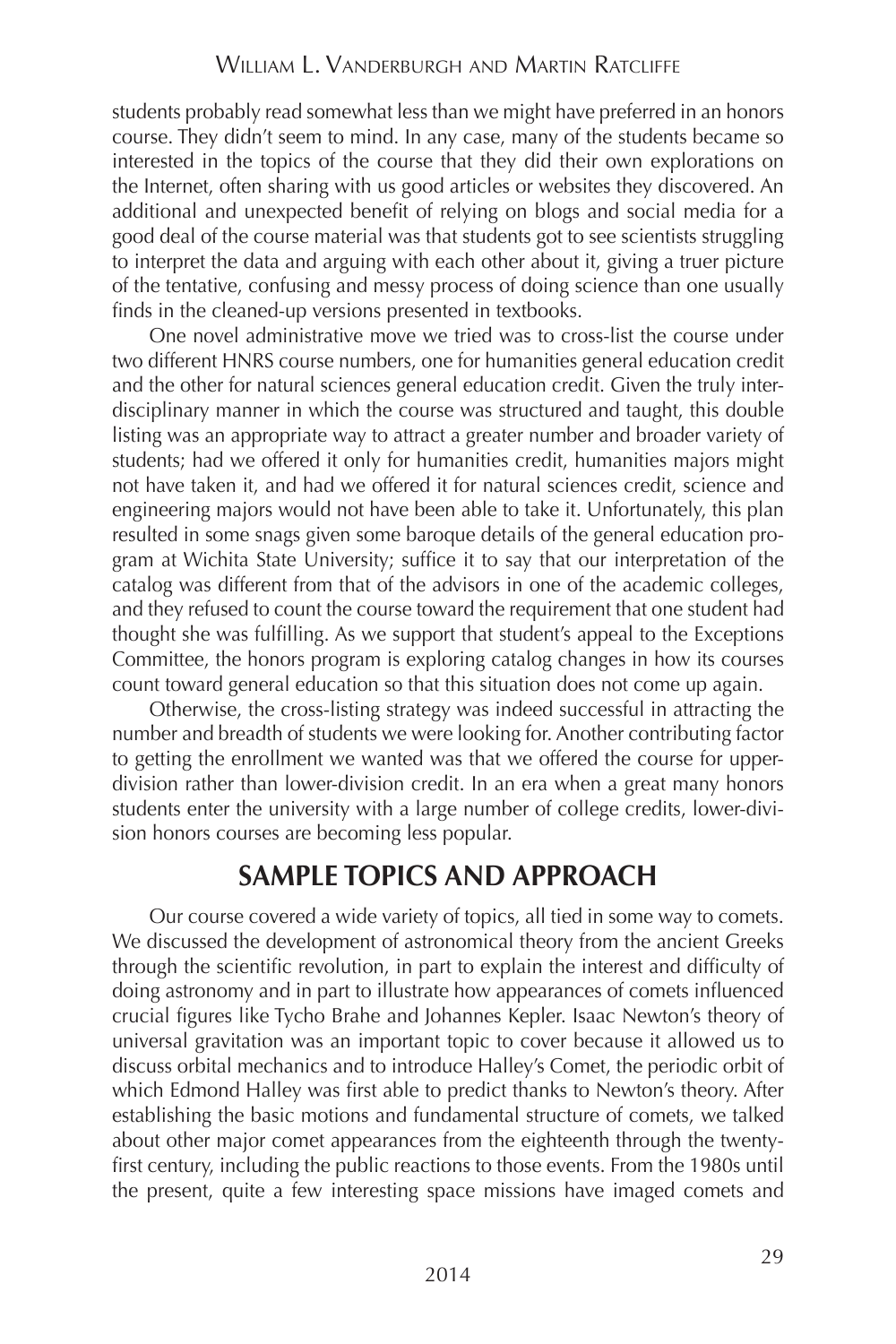students probably read somewhat less than we might have preferred in an honors course. They didn't seem to mind. In any case, many of the students became so interested in the topics of the course that they did their own explorations on the Internet, often sharing with us good articles or websites they discovered. An additional and unexpected benefit of relying on blogs and social media for a good deal of the course material was that students got to see scientists struggling to interpret the data and arguing with each other about it, giving a truer picture of the tentative, confusing and messy process of doing science than one usually finds in the cleaned-up versions presented in textbooks.

One novel administrative move we tried was to cross-list the course under two different HNRS course numbers, one for humanities general education credit and the other for natural sciences general education credit. Given the truly interdisciplinary manner in which the course was structured and taught, this double listing was an appropriate way to attract a greater number and broader variety of students; had we offered it only for humanities credit, humanities majors might not have taken it, and had we offered it for natural sciences credit, science and engineering majors would not have been able to take it. Unfortunately, this plan resulted in some snags given some baroque details of the general education program at Wichita State University; suffice it to say that our interpretation of the catalog was different from that of the advisors in one of the academic colleges, and they refused to count the course toward the requirement that one student had thought she was fulfilling. As we support that student's appeal to the Exceptions Committee, the honors program is exploring catalog changes in how its courses count toward general education so that this situation does not come up again.

Otherwise, the cross-listing strategy was indeed successful in attracting the number and breadth of students we were looking for. Another contributing factor to getting the enrollment we wanted was that we offered the course for upper-division rather than lower-division credit. In an era when a great many honors students enter the university with a large number of college credits, lower-division honors courses are becoming less popular.

## SAMPLE TOPICS AND APPROACH

Our course covered a wide variety of topics, all tied in some way to comets. We discussed the development of astronomical theory from the ancient Greeks through the scientific revolution, in part to explain the interest and difficulty of doing astronomy and in part to illustrate how appearances of comets influenced crucial figures like Tycho Brahe and Johannes Kepler. Isaac Newton's theory of universal gravitation was an important topic to cover because it allowed us to discuss orbital mechanics and to introduce Halley's Comet, the periodic orbit of which Edmond Halley was first able to predict thanks to Newton's theory. After establishing the basic motions and fundamental structure of comets, we talked about other major comet appearances from the eighteenth through the twenty-first century, including the public reactions to those events. From the 1980s until the present, quite a few interesting space missions have imaged comets and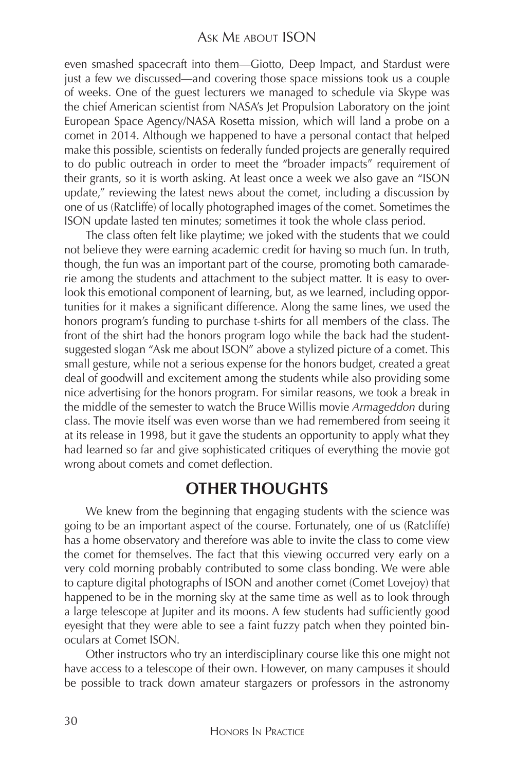even smashed spacecraft into them—Giotto, Deep Impact, and Stardust were just a few we discussed—and covering those space missions took us a couple of weeks. One of the guest lecturers we managed to schedule via Skype was the chief American scientist from NASA's Jet Propulsion Laboratory on the joint European Space Agency/NASA Rosetta mission, which will land a probe on a comet in 2014. Although we happened to have a personal contact that helped make this possible, scientists on federally funded projects are generally required to do public outreach in order to meet the "broader impacts" requirement of their grants, so it is worth asking. At least once a week we also gave an "ISON update," reviewing the latest news about the comet, including a discussion by one of us (Ratcliffe) of locally photographed images of the comet. Sometimes the ISON update lasted ten minutes; sometimes it took the whole class period.

The class often felt like playtime; we joked with the students that we could not believe they were earning academic credit for having so much fun. In truth, though, the fun was an important part of the course, promoting both camaraderie among the students and attachment to the subject matter. It is easy to overlook this emotional component of learning, but, as we learned, including opportunities for it makes a significant difference. Along the same lines, we used the honors program's funding to purchase t-shirts for all members of the class. The front of the shirt had the honors program logo while the back had the student-suggested slogan "Ask me about ISON" above a stylized picture of a comet. This small gesture, while not a serious expense for the honors budget, created a great deal of goodwill and excitement among the students while also providing some nice advertising for the honors program. For similar reasons, we took a break in the middle of the semester to watch the Bruce Willis movie *Armageddon* during class. The movie itself was even worse than we had remembered from seeing it at its release in 1998, but it gave the students an opportunity to apply what they had learned so far and give sophisticated critiques of everything the movie got wrong about comets and comet deflection.

## OTHER THOUGHTS

We knew from the beginning that engaging students with the science was going to be an important aspect of the course. Fortunately, one of us (Ratcliffe) has a home observatory and therefore was able to invite the class to come view the comet for themselves. The fact that this viewing occurred very early on a very cold morning probably contributed to some class bonding. We were able to capture digital photographs of ISON and another comet (Comet Lovejoy) that happened to be in the morning sky at the same time as well as to look through a large telescope at Jupiter and its moons. A few students had sufficiently good eyesight that they were able to see a faint fuzzy patch when they pointed binoculars at Comet ISON.

Other instructors who try an interdisciplinary course like this one might not have access to a telescope of their own. However, on many campuses it should be possible to track down amateur stargazers or professors in the astronomy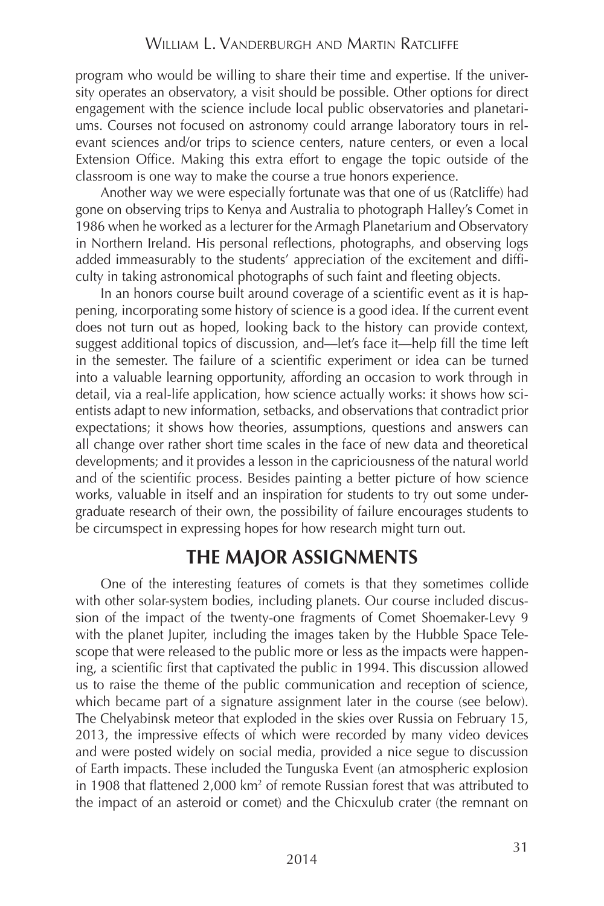program who would be willing to share their time and expertise. If the university operates an observatory, a visit should be possible. Other options for direct engagement with the science include local public observatories and planetariums. Courses not focused on astronomy could arrange laboratory tours in relevant sciences and/or trips to science centers, nature centers, or even a local Extension Office. Making this extra effort to engage the topic outside of the classroom is one way to make the course a true honors experience.

Another way we were especially fortunate was that one of us (Ratcliffe) had gone on observing trips to Kenya and Australia to photograph Halley's Comet in 1986 when he worked as a lecturer for the Armagh Planetarium and Observatory in Northern Ireland. His personal reflections, photographs, and observing logs added immeasurably to the students' appreciation of the excitement and difficulty in taking astronomical photographs of such faint and fleeting objects.

In an honors course built around coverage of a scientific event as it is happening, incorporating some history of science is a good idea. If the current event does not turn out as hoped, looking back to the history can provide context, suggest additional topics of discussion, and—let's face it—help fill the time left in the semester. The failure of a scientific experiment or idea can be turned into a valuable learning opportunity, affording an occasion to work through in detail, via a real-life application, how science actually works: it shows how scientists adapt to new information, setbacks, and observations that contradict prior expectations; it shows how theories, assumptions, questions and answers can all change over rather short time scales in the face of new data and theoretical developments; and it provides a lesson in the capriciousness of the natural world and of the scientific process. Besides painting a better picture of how science works, valuable in itself and an inspiration for students to try out some undergraduate research of their own, the possibility of failure encourages students to be circumspect in expressing hopes for how research might turn out.

## THE MAJOR ASSIGNMENTS

One of the interesting features of comets is that they sometimes collide with other solar-system bodies, including planets. Our course included discussion of the impact of the twenty-one fragments of Comet Shoemaker-Levy 9 with the planet Jupiter, including the images taken by the Hubble Space Telescope that were released to the public more or less as the impacts were happening, a scientific first that captivated the public in 1994. This discussion allowed us to raise the theme of the public communication and reception of science, which became part of a signature assignment later in the course (see below). The Chelyabinsk meteor that exploded in the skies over Russia on February 15, 2013, the impressive effects of which were recorded by many video devices and were posted widely on social media, provided a nice segue to discussion of Earth impacts. These included the Tunguska Event (an atmospheric explosion in 1908 that flattened 2,000 km$^2$ of remote Russian forest that was attributed to the impact of an asteroid or comet) and the Chicxulub crater (the remnant on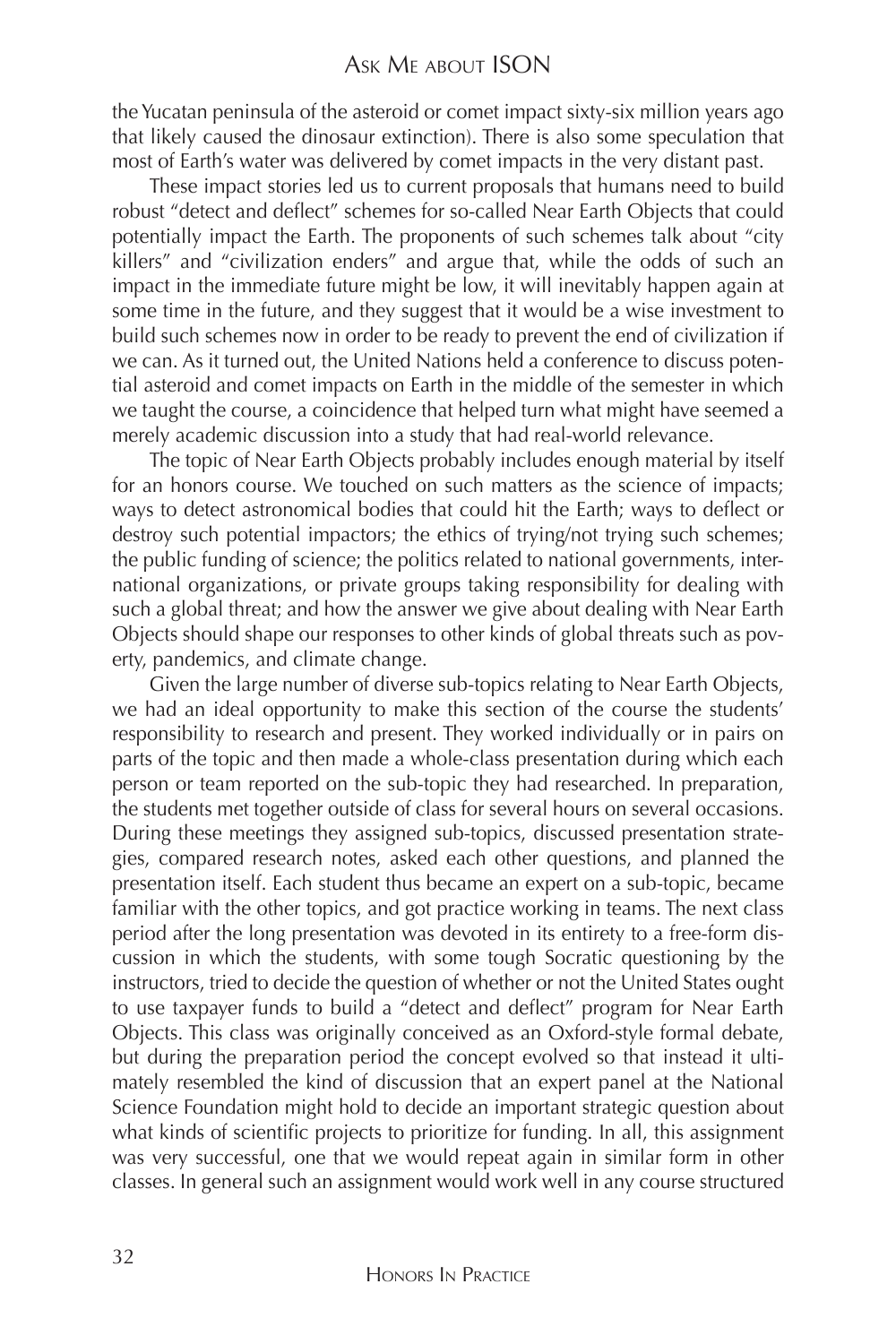the Yucatan peninsula of the asteroid or comet impact sixty-six million years ago that likely caused the dinosaur extinction). There is also some speculation that most of Earth's water was delivered by comet impacts in the very distant past.

These impact stories led us to current proposals that humans need to build robust "detect and deflect" schemes for so-called Near Earth Objects that could potentially impact the Earth. The proponents of such schemes talk about "city killers" and "civilization enders" and argue that, while the odds of such an impact in the immediate future might be low, it will inevitably happen again at some time in the future, and they suggest that it would be a wise investment to build such schemes now in order to be ready to prevent the end of civilization if we can. As it turned out, the United Nations held a conference to discuss potential asteroid and comet impacts on Earth in the middle of the semester in which we taught the course, a coincidence that helped turn what might have seemed a merely academic discussion into a study that had real-world relevance.

The topic of Near Earth Objects probably includes enough material by itself for an honors course. We touched on such matters as the science of impacts; ways to detect astronomical bodies that could hit the Earth; ways to deflect or destroy such potential impactors; the ethics of trying/not trying such schemes; the public funding of science; the politics related to national governments, international organizations, or private groups taking responsibility for dealing with such a global threat; and how the answer we give about dealing with Near Earth Objects should shape our responses to other kinds of global threats such as poverty, pandemics, and climate change.

Given the large number of diverse sub-topics relating to Near Earth Objects, we had an ideal opportunity to make this section of the course the students' responsibility to research and present. They worked individually or in pairs on parts of the topic and then made a whole-class presentation during which each person or team reported on the sub-topic they had researched. In preparation, the students met together outside of class for several hours on several occasions. During these meetings they assigned sub-topics, discussed presentation strategies, compared research notes, asked each other questions, and planned the presentation itself. Each student thus became an expert on a sub-topic, became familiar with the other topics, and got practice working in teams. The next class period after the long presentation was devoted in its entirety to a free-form discussion in which the students, with some tough Socratic questioning by the instructors, tried to decide the question of whether or not the United States ought to use taxpayer funds to build a "detect and deflect" program for Near Earth Objects. This class was originally conceived as an Oxford-style formal debate, but during the preparation period the concept evolved so that instead it ultimately resembled the kind of discussion that an expert panel at the National Science Foundation might hold to decide an important strategic question about what kinds of scientific projects to prioritize for funding. In all, this assignment was very successful, one that we would repeat again in similar form in other classes. In general such an assignment would work well in any course structured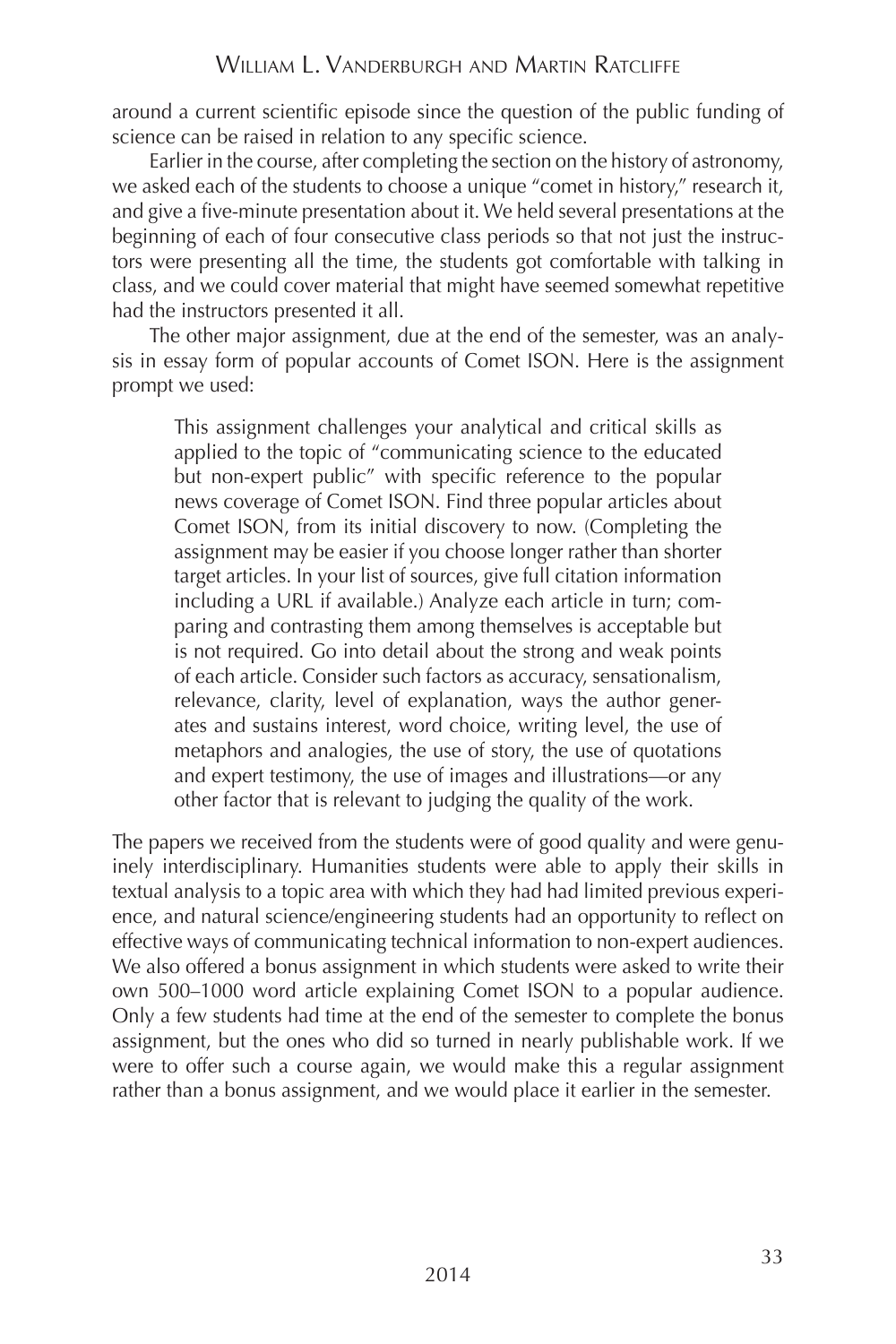around a current scientific episode since the question of the public funding of science can be raised in relation to any specific science.

Earlier in the course, after completing the section on the history of astronomy, we asked each of the students to choose a unique "comet in history," research it, and give a five-minute presentation about it. We held several presentations at the beginning of each of four consecutive class periods so that not just the instructors were presenting all the time, the students got comfortable with talking in class, and we could cover material that might have seemed somewhat repetitive had the instructors presented it all.

The other major assignment, due at the end of the semester, was an analysis in essay form of popular accounts of Comet ISON. Here is the assignment prompt we used:

> This assignment challenges your analytical and critical skills as applied to the topic of "communicating science to the educated but non-expert public" with specific reference to the popular news coverage of Comet ISON. Find three popular articles about Comet ISON, from its initial discovery to now. (Completing the assignment may be easier if you choose longer rather than shorter target articles. In your list of sources, give full citation information including a URL if available.) Analyze each article in turn; comparing and contrasting them among themselves is acceptable but is not required. Go into detail about the strong and weak points of each article. Consider such factors as accuracy, sensationalism, relevance, clarity, level of explanation, ways the author generates and sustains interest, word choice, writing level, the use of metaphors and analogies, the use of story, the use of quotations and expert testimony, the use of images and illustrations—or any other factor that is relevant to judging the quality of the work.

The papers we received from the students were of good quality and were genuinely interdisciplinary. Humanities students were able to apply their skills in textual analysis to a topic area with which they had had limited previous experience, and natural science/engineering students had an opportunity to reflect on effective ways of communicating technical information to non-expert audiences. We also offered a bonus assignment in which students were asked to write their own 500–1000 word article explaining Comet ISON to a popular audience. Only a few students had time at the end of the semester to complete the bonus assignment, but the ones who did so turned in nearly publishable work. If we were to offer such a course again, we would make this a regular assignment rather than a bonus assignment, and we would place it earlier in the semester.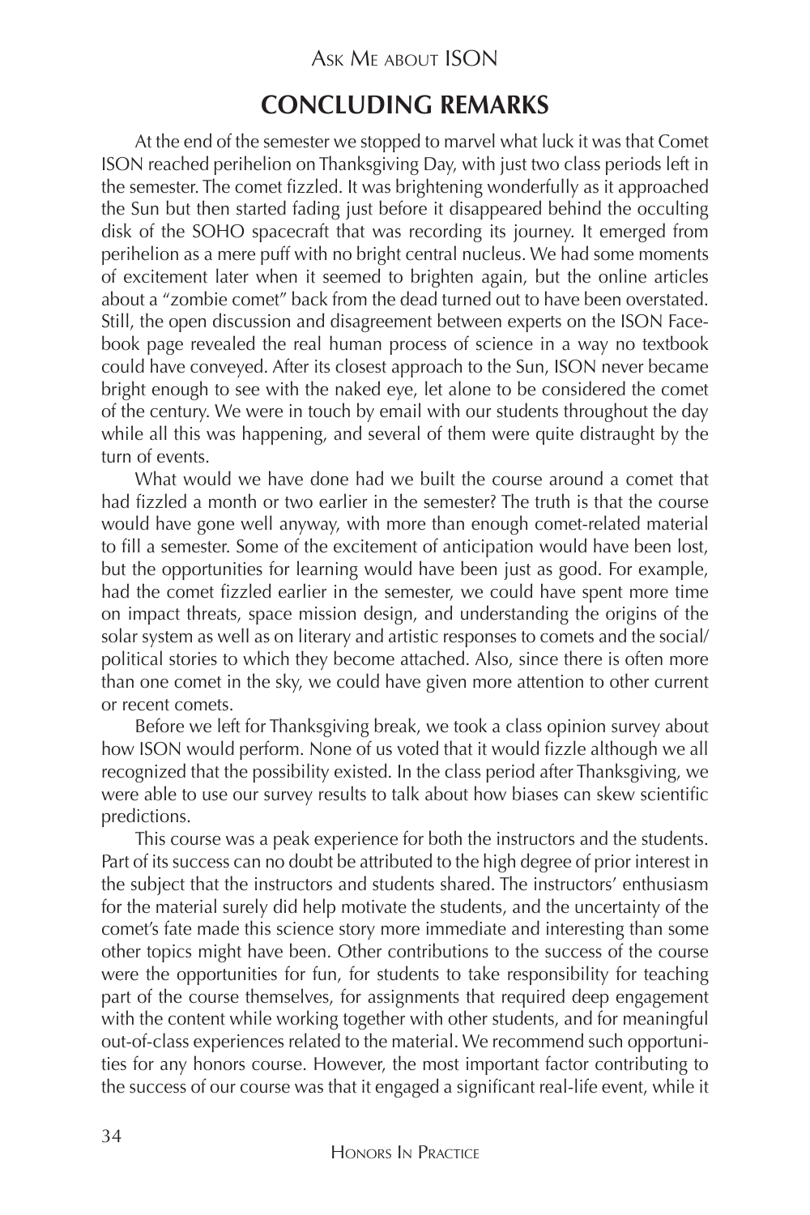## CONCLUDING REMARKS

At the end of the semester we stopped to marvel what luck it was that Comet ISON reached perihelion on Thanksgiving Day, with just two class periods left in the semester. The comet fizzled. It was brightening wonderfully as it approached the Sun but then started fading just before it disappeared behind the occulting disk of the SOHO spacecraft that was recording its journey. It emerged from perihelion as a mere puff with no bright central nucleus. We had some moments of excitement later when it seemed to brighten again, but the online articles about a "zombie comet" back from the dead turned out to have been overstated. Still, the open discussion and disagreement between experts on the ISON Facebook page revealed the real human process of science in a way no textbook could have conveyed. After its closest approach to the Sun, ISON never became bright enough to see with the naked eye, let alone to be considered the comet of the century. We were in touch by email with our students throughout the day while all this was happening, and several of them were quite distraught by the turn of events.

What would we have done had we built the course around a comet that had fizzled a month or two earlier in the semester? The truth is that the course would have gone well anyway, with more than enough comet-related material to fill a semester. Some of the excitement of anticipation would have been lost, but the opportunities for learning would have been just as good. For example, had the comet fizzled earlier in the semester, we could have spent more time on impact threats, space mission design, and understanding the origins of the solar system as well as on literary and artistic responses to comets and the social/political stories to which they become attached. Also, since there is often more than one comet in the sky, we could have given more attention to other current or recent comets.

Before we left for Thanksgiving break, we took a class opinion survey about how ISON would perform. None of us voted that it would fizzle although we all recognized that the possibility existed. In the class period after Thanksgiving, we were able to use our survey results to talk about how biases can skew scientific predictions.

This course was a peak experience for both the instructors and the students. Part of its success can no doubt be attributed to the high degree of prior interest in the subject that the instructors and students shared. The instructors' enthusiasm for the material surely did help motivate the students, and the uncertainty of the comet's fate made this science story more immediate and interesting than some other topics might have been. Other contributions to the success of the course were the opportunities for fun, for students to take responsibility for teaching part of the course themselves, for assignments that required deep engagement with the content while working together with other students, and for meaningful out-of-class experiences related to the material. We recommend such opportunities for any honors course. However, the most important factor contributing to the success of our course was that it engaged a significant real-life event, while it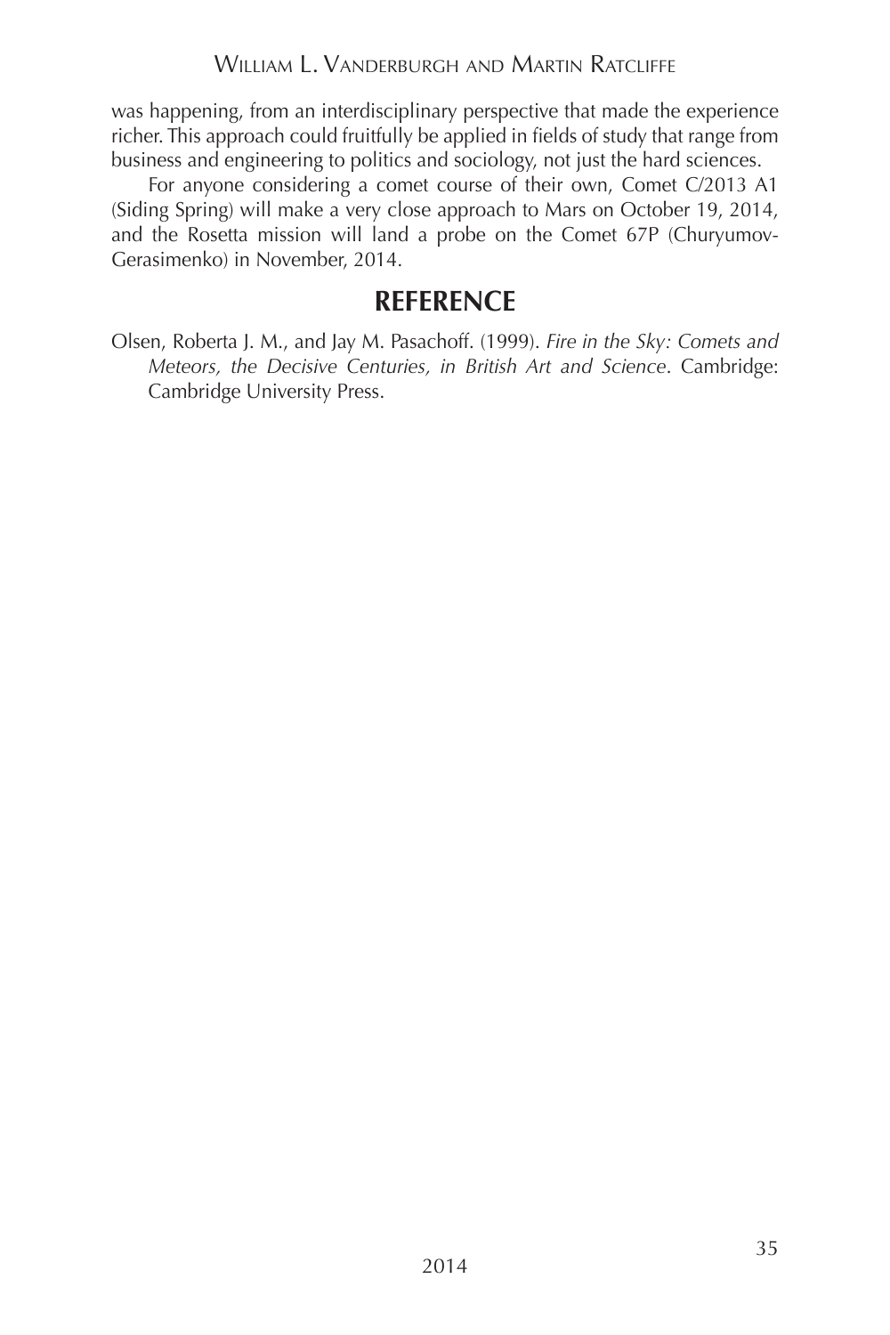was happening, from an interdisciplinary perspective that made the experience richer. This approach could fruitfully be applied in fields of study that range from business and engineering to politics and sociology, not just the hard sciences.

For anyone considering a comet course of their own, Comet C/2013 A1 (Siding Spring) will make a very close approach to Mars on October 19, 2014, and the Rosetta mission will land a probe on the Comet 67P (Churyumov-Gerasimenko) in November, 2014.

## REFERENCE

Olsen, Roberta J. M., and Jay M. Pasachoff. (1999). *Fire in the Sky: Comets and Meteors, the Decisive Centuries, in British Art and Science*. Cambridge: Cambridge University Press.